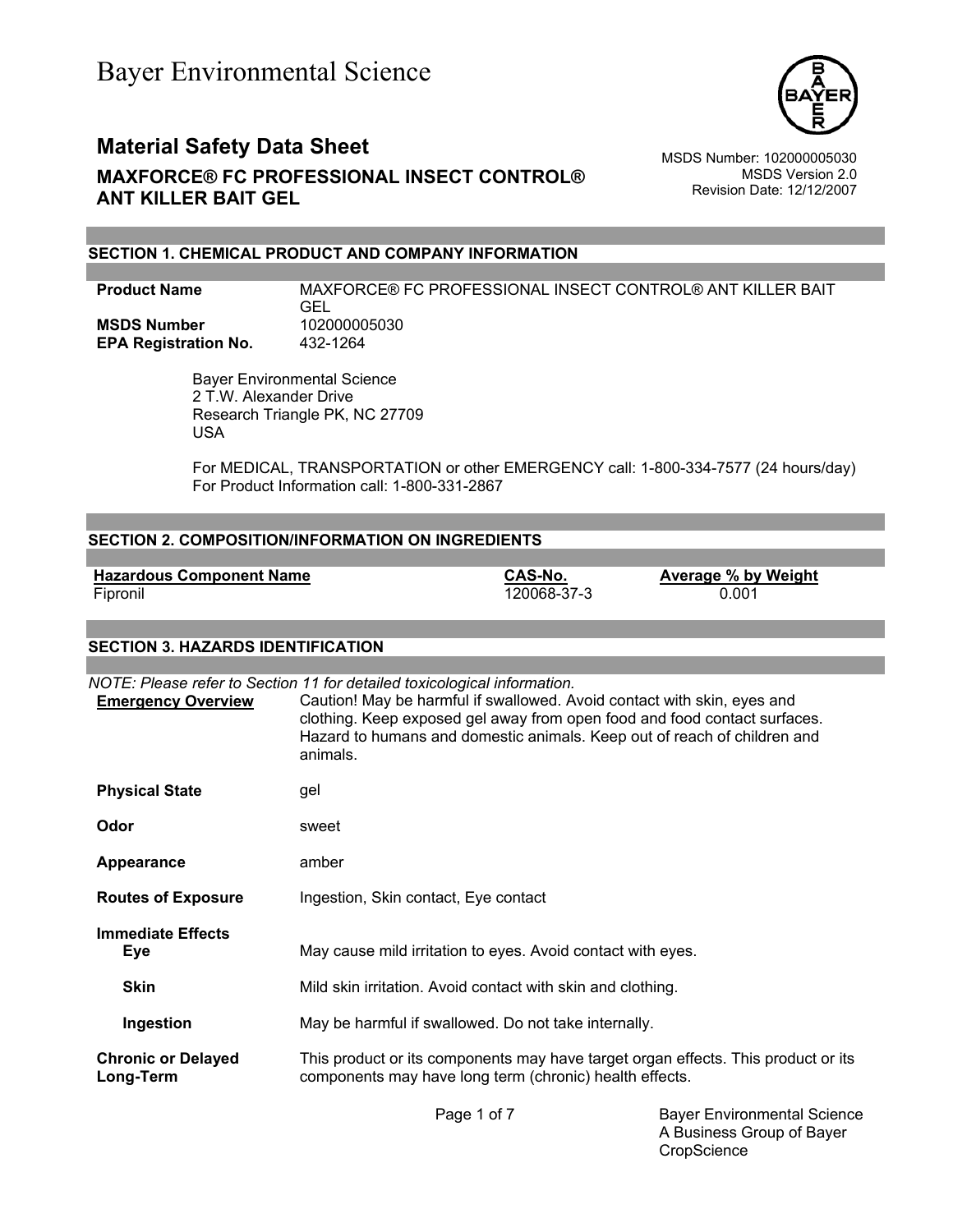# Bayer Environmental Science

## Material Safety Data Sheet

**MAXFORCE® FC PROFESSIONAL INSECT CONTROL® ANT KILLER BAIT GEL**

MSDS Number: 102000005030
MSDS Version 2.0
Revision Date: 12/12/2007

### SECTION 1. CHEMICAL PRODUCT AND COMPANY INFORMATION

| | |
|---|---|
| **Product Name** | MAXFORCE® FC PROFESSIONAL INSECT CONTROL® ANT KILLER BAIT GEL |
| **MSDS Number** | 102000005030 |
| **EPA Registration No.** | 432-1264 |

Bayer Environmental Science
2 T.W. Alexander Drive
Research Triangle PK, NC 27709
USA

For MEDICAL, TRANSPORTATION or other EMERGENCY call: 1-800-334-7577 (24 hours/day)
For Product Information call: 1-800-331-2867

### SECTION 2. COMPOSITION/INFORMATION ON INGREDIENTS

| Hazardous Component Name | CAS-No. | Average % by Weight |
|---|---|---|
| Fipronil | 120068-37-3 | 0.001 |

### SECTION 3. HAZARDS IDENTIFICATION

*NOTE: Please refer to Section 11 for detailed toxicological information.*

| | |
|---|---|
| **Emergency Overview** | Caution! May be harmful if swallowed. Avoid contact with skin, eyes and clothing. Keep exposed gel away from open food and food contact surfaces. Hazard to humans and domestic animals. Keep out of reach of children and animals. |
| **Physical State** | gel |
| **Odor** | sweet |
| **Appearance** | amber |
| **Routes of Exposure** | Ingestion, Skin contact, Eye contact |
| **Immediate Effects** | |
| **Eye** | May cause mild irritation to eyes. Avoid contact with eyes. |
| **Skin** | Mild skin irritation. Avoid contact with skin and clothing. |
| **Ingestion** | May be harmful if swallowed. Do not take internally. |
| **Chronic or Delayed Long-Term** | This product or its components may have target organ effects. This product or its components may have long term (chronic) health effects. |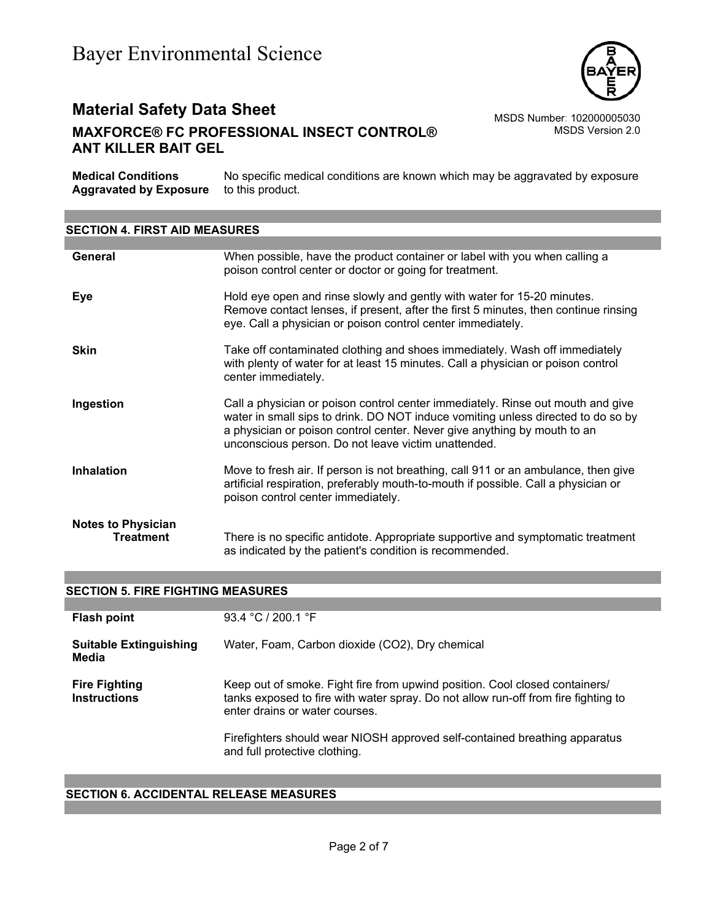| | |
|---|---|
| **Medical Conditions Aggravated by Exposure** | No specific medical conditions are known which may be aggravated by exposure to this product. |

## SECTION 4. FIRST AID MEASURES

| | |
|---|---|
| **General** | When possible, have the product container or label with you when calling a poison control center or doctor or going for treatment. |
| **Eye** | Hold eye open and rinse slowly and gently with water for 15-20 minutes. Remove contact lenses, if present, after the first 5 minutes, then continue rinsing eye. Call a physician or poison control center immediately. |
| **Skin** | Take off contaminated clothing and shoes immediately. Wash off immediately with plenty of water for at least 15 minutes. Call a physician or poison control center immediately. |
| **Ingestion** | Call a physician or poison control center immediately. Rinse out mouth and give water in small sips to drink. DO NOT induce vomiting unless directed to do so by a physician or poison control center. Never give anything by mouth to an unconscious person. Do not leave victim unattended. |
| **Inhalation** | Move to fresh air. If person is not breathing, call 911 or an ambulance, then give artificial respiration, preferably mouth-to-mouth if possible. Call a physician or poison control center immediately. |
| **Notes to Physician Treatment** | There is no specific antidote. Appropriate supportive and symptomatic treatment as indicated by the patient's condition is recommended. |

## SECTION 5. FIRE FIGHTING MEASURES

| | |
|---|---|
| **Flash point** | 93.4 °C / 200.1 °F |
| **Suitable Extinguishing Media** | Water, Foam, Carbon dioxide ($CO_2$), Dry chemical |
| **Fire Fighting Instructions** | Keep out of smoke. Fight fire from upwind position. Cool closed containers/ tanks exposed to fire with water spray. Do not allow run-off from fire fighting to enter drains or water courses.<br><br>Firefighters should wear NIOSH approved self-contained breathing apparatus and full protective clothing. |

## SECTION 6. ACCIDENTAL RELEASE MEASURES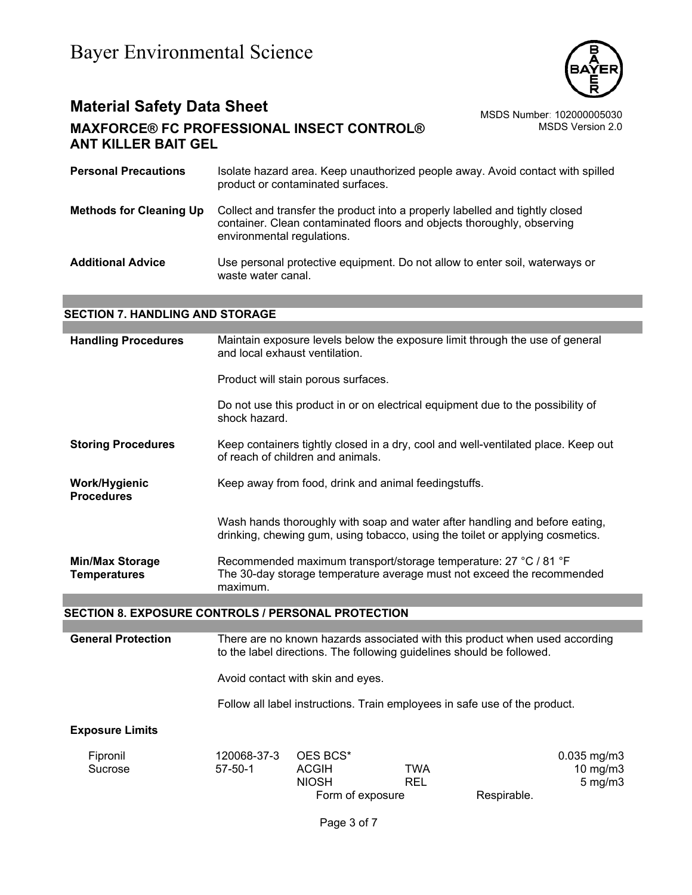| | |
|---|---|
| **Personal Precautions** | Isolate hazard area. Keep unauthorized people away. Avoid contact with spilled product or contaminated surfaces. |
| **Methods for Cleaning Up** | Collect and transfer the product into a properly labelled and tightly closed container. Clean contaminated floors and objects thoroughly, observing environmental regulations. |
| **Additional Advice** | Use personal protective equipment. Do not allow to enter soil, waterways or waste water canal. |

## SECTION 7. HANDLING AND STORAGE

| | |
|---|---|
| **Handling Procedures** | Maintain exposure levels below the exposure limit through the use of general and local exhaust ventilation.<br><br>Product will stain porous surfaces.<br><br>Do not use this product in or on electrical equipment due to the possibility of shock hazard. |
| **Storing Procedures** | Keep containers tightly closed in a dry, cool and well-ventilated place. Keep out of reach of children and animals. |
| **Work/Hygienic Procedures** | Keep away from food, drink and animal feedingstuffs.<br><br>Wash hands thoroughly with soap and water after handling and before eating, drinking, chewing gum, using tobacco, using the toilet or applying cosmetics. |
| **Min/Max Storage Temperatures** | Recommended maximum transport/storage temperature: 27 °C / 81 °F<br>The 30-day storage temperature average must not exceed the recommended maximum. |

## SECTION 8. EXPOSURE CONTROLS / PERSONAL PROTECTION

| | |
|---|---|
| **General Protection** | There are no known hazards associated with this product when used according to the label directions. The following guidelines should be followed.<br><br>Avoid contact with skin and eyes.<br><br>Follow all label instructions. Train employees in safe use of the product. |

**Exposure Limits**

| | | | | | |
|---|---|---|---|---|---|
| Fipronil | 120068-37-3 | OES BCS* | | | 0.035 mg/m3 |
| Sucrose | 57-50-1 | ACGIH | TWA | | 10 mg/m3 |
| | | NIOSH | REL | | 5 mg/m3 |
| | | Form of exposure | | Respirable. | |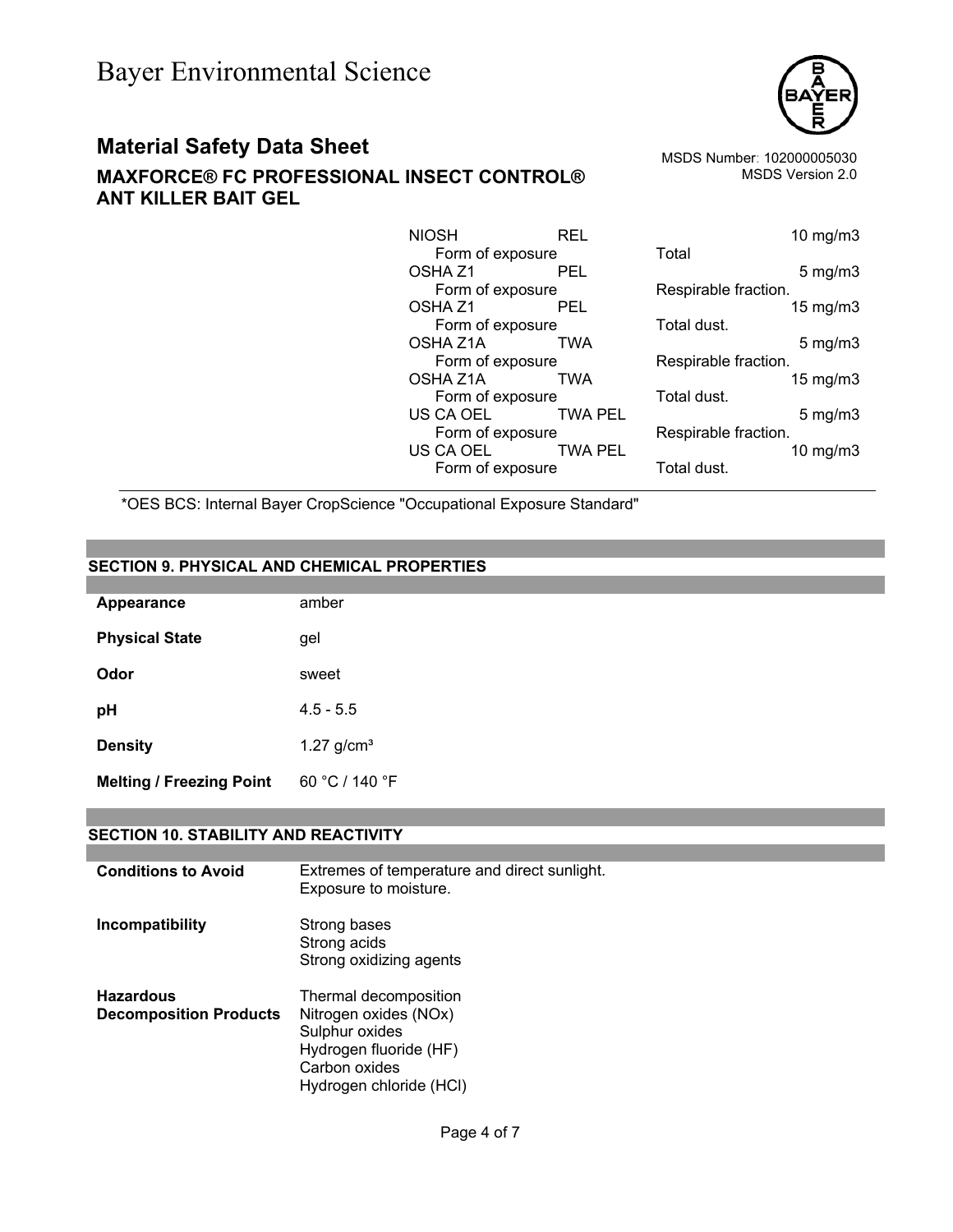| | | | |
|---|---|---|---|
| NIOSH | REL | | 10 mg/m3 |
| Form of exposure | | Total | |
| OSHA Z1 | PEL | | 5 mg/m3 |
| Form of exposure | | Respirable fraction. | |
| OSHA Z1 | PEL | | 15 mg/m3 |
| Form of exposure | | Total dust. | |
| OSHA Z1A | TWA | | 5 mg/m3 |
| Form of exposure | | Respirable fraction. | |
| OSHA Z1A | TWA | | 15 mg/m3 |
| Form of exposure | | Total dust. | |
| US CA OEL | TWA PEL | | 5 mg/m3 |
| Form of exposure | | Respirable fraction. | |
| US CA OEL | TWA PEL | | 10 mg/m3 |
| Form of exposure | | Total dust. | |

*OES BCS: Internal Bayer CropScience "Occupational Exposure Standard"

## SECTION 9. PHYSICAL AND CHEMICAL PROPERTIES

| | |
|---|---|
| **Appearance** | amber |
| **Physical State** | gel |
| **Odor** | sweet |
| **pH** | 4.5 - 5.5 |
| **Density** | 1.27 g/cm³ |
| **Melting / Freezing Point** | 60 °C / 140 °F |

## SECTION 10. STABILITY AND REACTIVITY

| | |
|---|---|
| **Conditions to Avoid** | Extremes of temperature and direct sunlight.<br>Exposure to moisture. |
| **Incompatibility** | Strong bases<br>Strong acids<br>Strong oxidizing agents |
| **Hazardous Decomposition Products** | Thermal decomposition<br>Nitrogen oxides (NOx)<br>Sulphur oxides<br>Hydrogen fluoride (HF)<br>Carbon oxides<br>Hydrogen chloride (HCl) |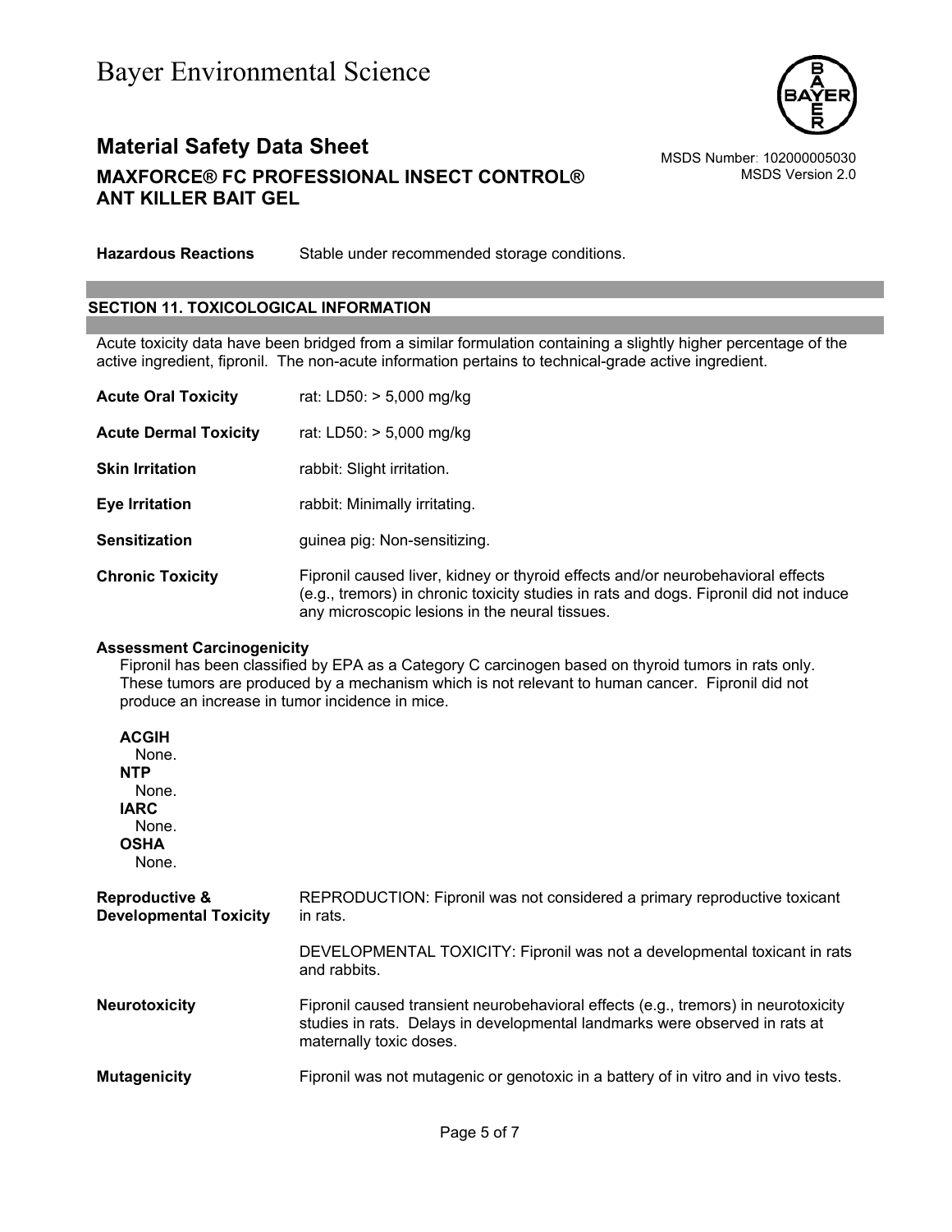**Hazardous Reactions** Stable under recommended storage conditions.

## SECTION 11. TOXICOLOGICAL INFORMATION

Acute toxicity data have been bridged from a similar formulation containing a slightly higher percentage of the active ingredient, fipronil. The non-acute information pertains to technical-grade active ingredient.

**Acute Oral Toxicity** rat: LD50: > 5,000 mg/kg

**Acute Dermal Toxicity** rat: LD50: > 5,000 mg/kg

**Skin Irritation** rabbit: Slight irritation.

**Eye Irritation** rabbit: Minimally irritating.

**Sensitization** guinea pig: Non-sensitizing.

**Chronic Toxicity** Fipronil caused liver, kidney or thyroid effects and/or neurobehavioral effects (e.g., tremors) in chronic toxicity studies in rats and dogs. Fipronil did not induce any microscopic lesions in the neural tissues.

**Assessment Carcinogenicity**

Fipronil has been classified by EPA as a Category C carcinogen based on thyroid tumors in rats only. These tumors are produced by a mechanism which is not relevant to human cancer. Fipronil did not produce an increase in tumor incidence in mice.

**ACGIH**
None.
**NTP**
None.
**IARC**
None.
**OSHA**
None.

**Reproductive & Developmental Toxicity** REPRODUCTION: Fipronil was not considered a primary reproductive toxicant in rats.

DEVELOPMENTAL TOXICITY: Fipronil was not a developmental toxicant in rats and rabbits.

**Neurotoxicity** Fipronil caused transient neurobehavioral effects (e.g., tremors) in neurotoxicity studies in rats. Delays in developmental landmarks were observed in rats at maternally toxic doses.

**Mutagenicity** Fipronil was not mutagenic or genotoxic in a battery of in vitro and in vivo tests.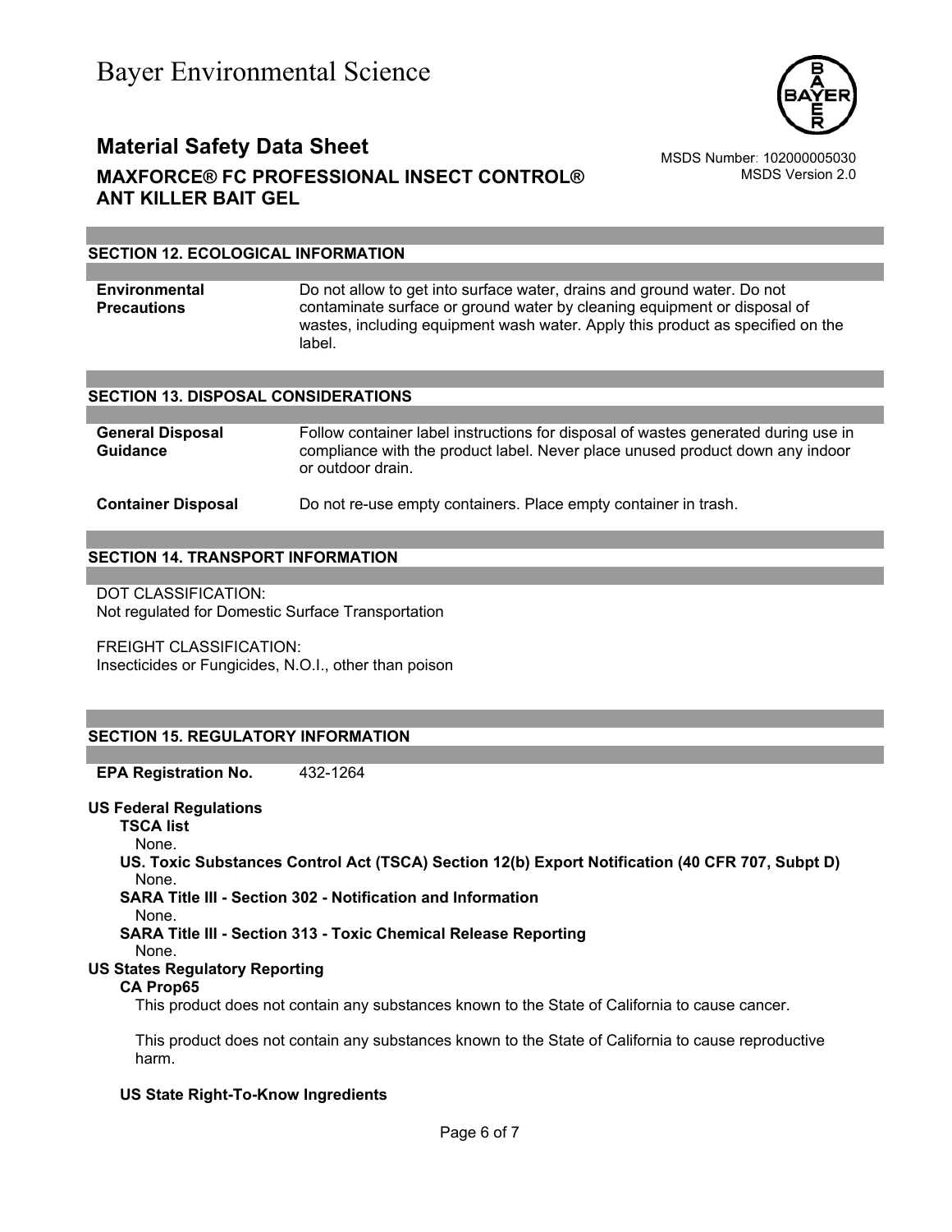## SECTION 12. ECOLOGICAL INFORMATION

| | |
|---|---|
| **Environmental Precautions** | Do not allow to get into surface water, drains and ground water. Do not contaminate surface or ground water by cleaning equipment or disposal of wastes, including equipment wash water. Apply this product as specified on the label. |

## SECTION 13. DISPOSAL CONSIDERATIONS

| | |
|---|---|
| **General Disposal Guidance** | Follow container label instructions for disposal of wastes generated during use in compliance with the product label. Never place unused product down any indoor or outdoor drain. |
| **Container Disposal** | Do not re-use empty containers. Place empty container in trash. |

## SECTION 14. TRANSPORT INFORMATION

DOT CLASSIFICATION:
Not regulated for Domestic Surface Transportation

FREIGHT CLASSIFICATION:
Insecticides or Fungicides, N.O.I., other than poison

## SECTION 15. REGULATORY INFORMATION

**EPA Registration No.** 432-1264

**US Federal Regulations**

**TSCA list**
None.

**US. Toxic Substances Control Act (TSCA) Section 12(b) Export Notification (40 CFR 707, Subpt D)**
None.

**SARA Title III - Section 302 - Notification and Information**
None.

**SARA Title III - Section 313 - Toxic Chemical Release Reporting**
None.

**US States Regulatory Reporting**

**CA Prop65**

This product does not contain any substances known to the State of California to cause cancer.

This product does not contain any substances known to the State of California to cause reproductive harm.

**US State Right-To-Know Ingredients**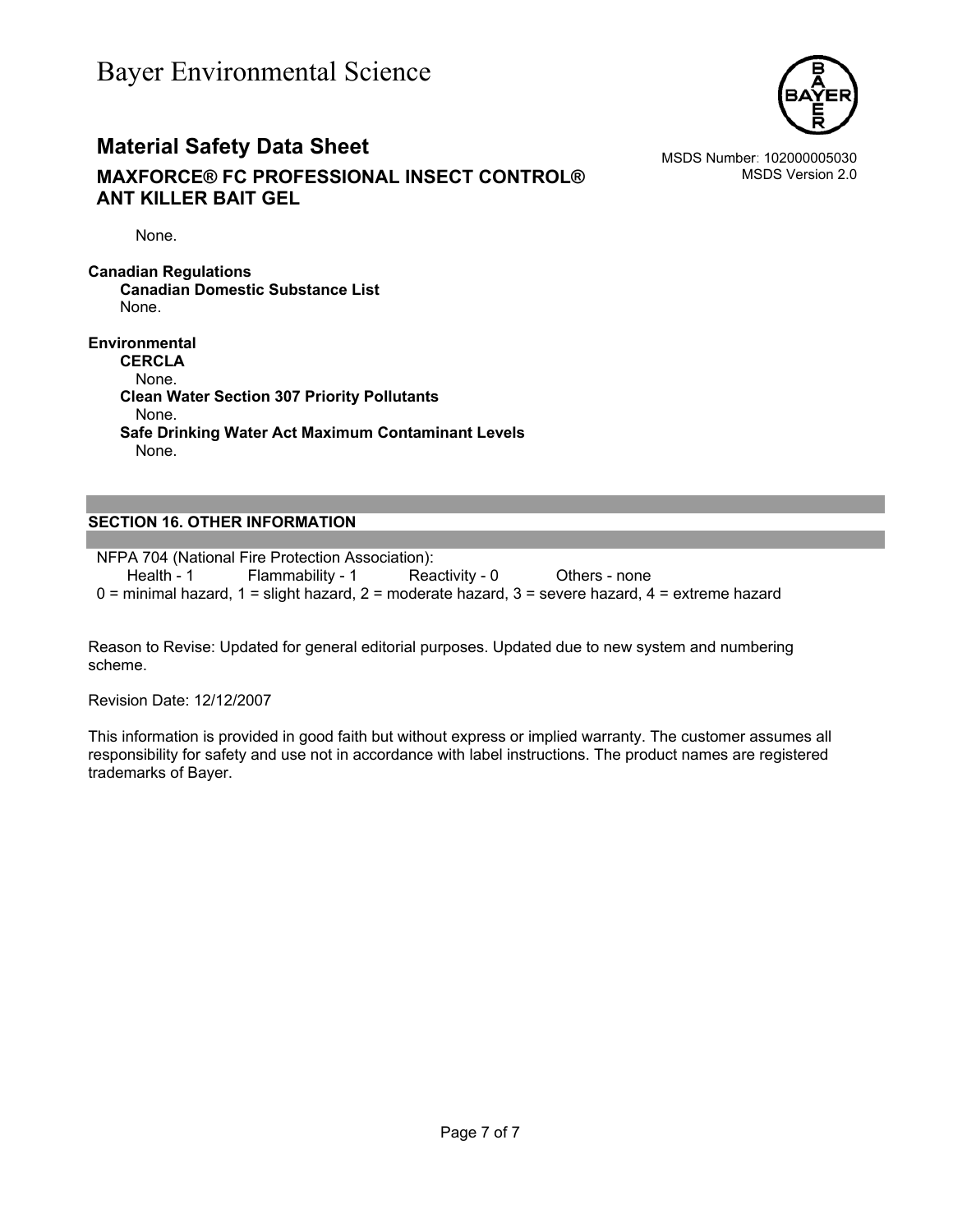None.

**Canadian Regulations**

**Canadian Domestic Substance List**

None.

**Environmental**

**CERCLA**

None.

**Clean Water Section 307 Priority Pollutants**

None.

**Safe Drinking Water Act Maximum Contaminant Levels**

None.

## SECTION 16. OTHER INFORMATION

NFPA 704 (National Fire Protection Association):

Health - 1    Flammability - 1    Reactivity - 0    Others - none

0 = minimal hazard, 1 = slight hazard, 2 = moderate hazard, 3 = severe hazard, 4 = extreme hazard

Reason to Revise: Updated for general editorial purposes. Updated due to new system and numbering scheme.

Revision Date: 12/12/2007

This information is provided in good faith but without express or implied warranty. The customer assumes all responsibility for safety and use not in accordance with label instructions. The product names are registered trademarks of Bayer.